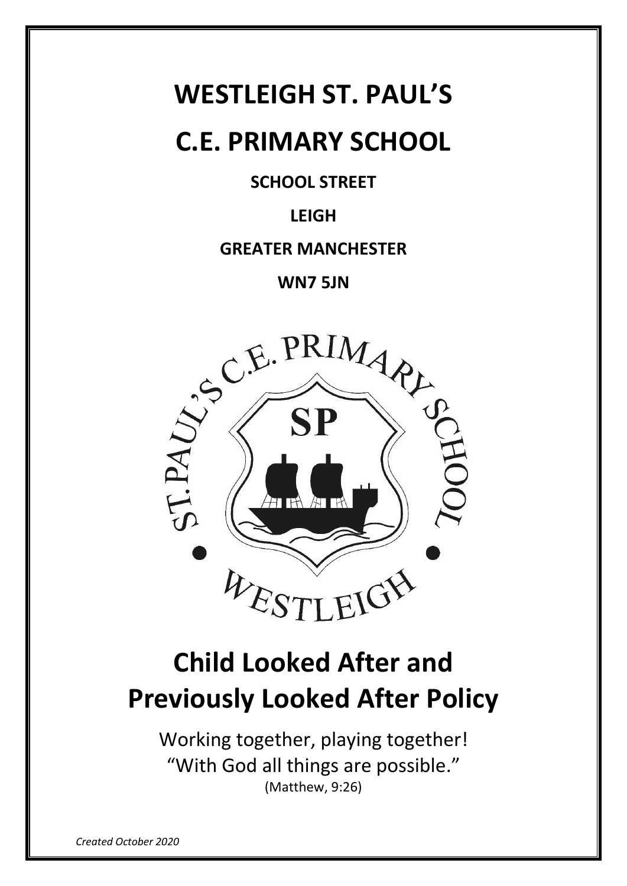# WESTLEIGH ST. PAUL'S

# C.E. PRIMARY SCHOOL

**SCHOOL STREET**

**LEIGH**

**GREATER MANCHESTER**

**WN7 5JN**

# Child Looked After and Previously Looked After Policy

Working together, playing together!
"With God all things are possible."
(Matthew, 9:26)

*Created October 2020*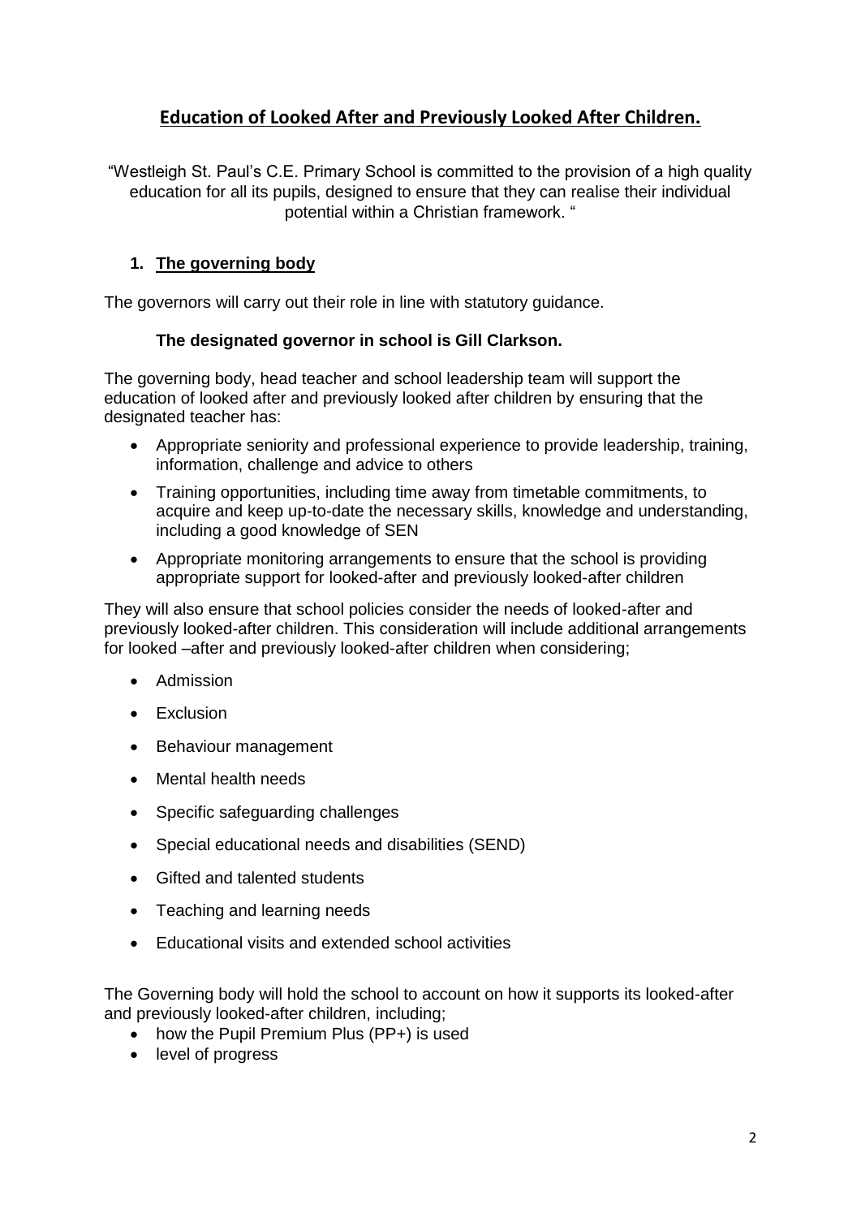# Education of Looked After and Previously Looked After Children.

"Westleigh St. Paul's C.E. Primary School is committed to the provision of a high quality education for all its pupils, designed to ensure that they can realise their individual potential within a Christian framework. "

## 1. The governing body

The governors will carry out their role in line with statutory guidance.

**The designated governor in school is Gill Clarkson.**

The governing body, head teacher and school leadership team will support the education of looked after and previously looked after children by ensuring that the designated teacher has:

- Appropriate seniority and professional experience to provide leadership, training, information, challenge and advice to others
- Training opportunities, including time away from timetable commitments, to acquire and keep up-to-date the necessary skills, knowledge and understanding, including a good knowledge of SEN
- Appropriate monitoring arrangements to ensure that the school is providing appropriate support for looked-after and previously looked-after children

They will also ensure that school policies consider the needs of looked-after and previously looked-after children. This consideration will include additional arrangements for looked –after and previously looked-after children when considering;

- Admission
- Exclusion
- Behaviour management
- Mental health needs
- Specific safeguarding challenges
- Special educational needs and disabilities (SEND)
- Gifted and talented students
- Teaching and learning needs
- Educational visits and extended school activities

The Governing body will hold the school to account on how it supports its looked-after and previously looked-after children, including;

- how the Pupil Premium Plus (PP+) is used
- level of progress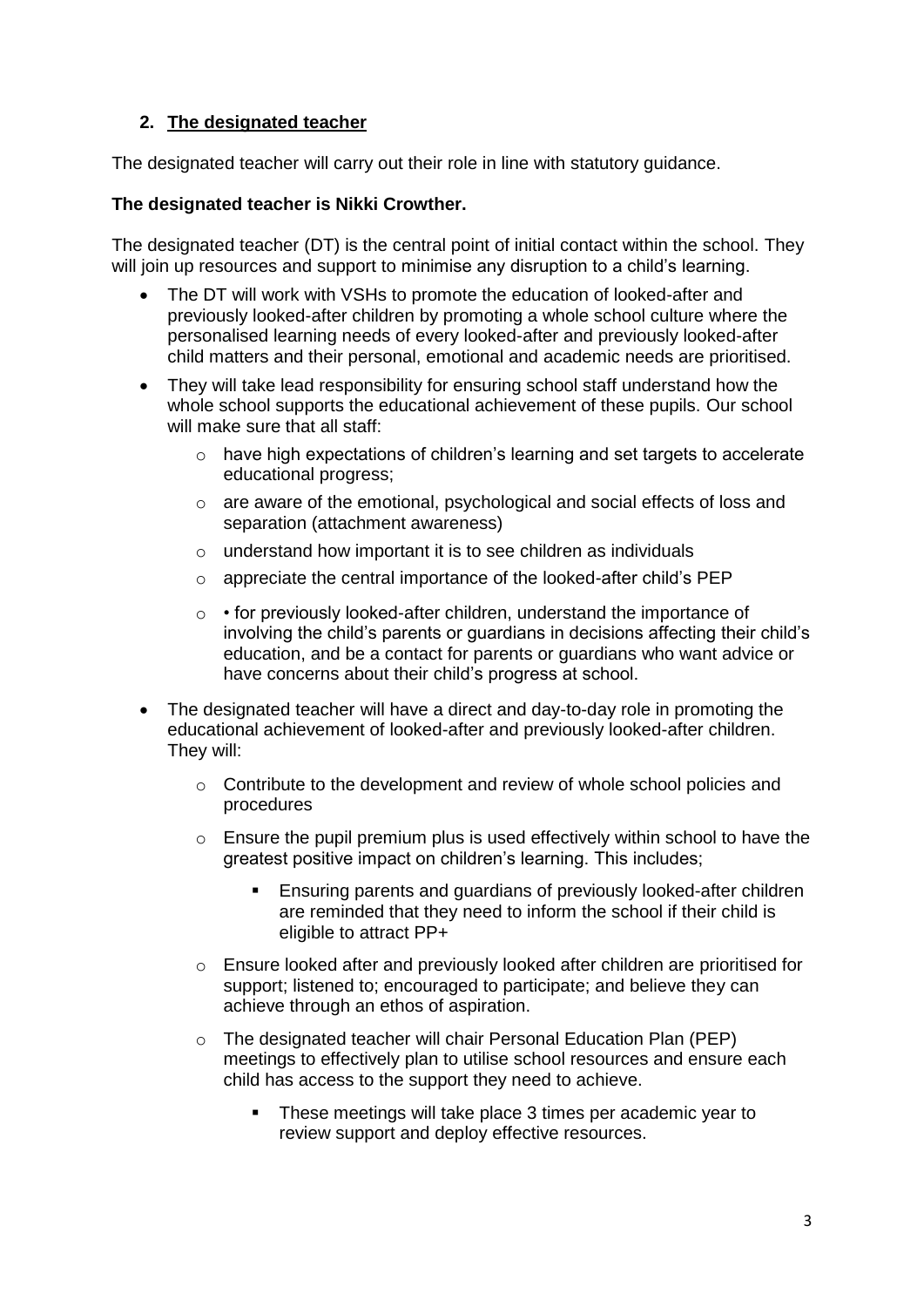## 2. The designated teacher

The designated teacher will carry out their role in line with statutory guidance.

**The designated teacher is Nikki Crowther.**

The designated teacher (DT) is the central point of initial contact within the school. They will join up resources and support to minimise any disruption to a child's learning.

- The DT will work with VSHs to promote the education of looked-after and previously looked-after children by promoting a whole school culture where the personalised learning needs of every looked-after and previously looked-after child matters and their personal, emotional and academic needs are prioritised.
- They will take lead responsibility for ensuring school staff understand how the whole school supports the educational achievement of these pupils. Our school will make sure that all staff:
  - have high expectations of children's learning and set targets to accelerate educational progress;
  - are aware of the emotional, psychological and social effects of loss and separation (attachment awareness)
  - understand how important it is to see children as individuals
  - appreciate the central importance of the looked-after child's PEP
  - • for previously looked-after children, understand the importance of involving the child's parents or guardians in decisions affecting their child's education, and be a contact for parents or guardians who want advice or have concerns about their child's progress at school.
- The designated teacher will have a direct and day-to-day role in promoting the educational achievement of looked-after and previously looked-after children. They will:
  - Contribute to the development and review of whole school policies and procedures
  - Ensure the pupil premium plus is used effectively within school to have the greatest positive impact on children's learning. This includes;
    - Ensuring parents and guardians of previously looked-after children are reminded that they need to inform the school if their child is eligible to attract PP+
  - Ensure looked after and previously looked after children are prioritised for support; listened to; encouraged to participate; and believe they can achieve through an ethos of aspiration.
  - The designated teacher will chair Personal Education Plan (PEP) meetings to effectively plan to utilise school resources and ensure each child has access to the support they need to achieve.
    - These meetings will take place 3 times per academic year to review support and deploy effective resources.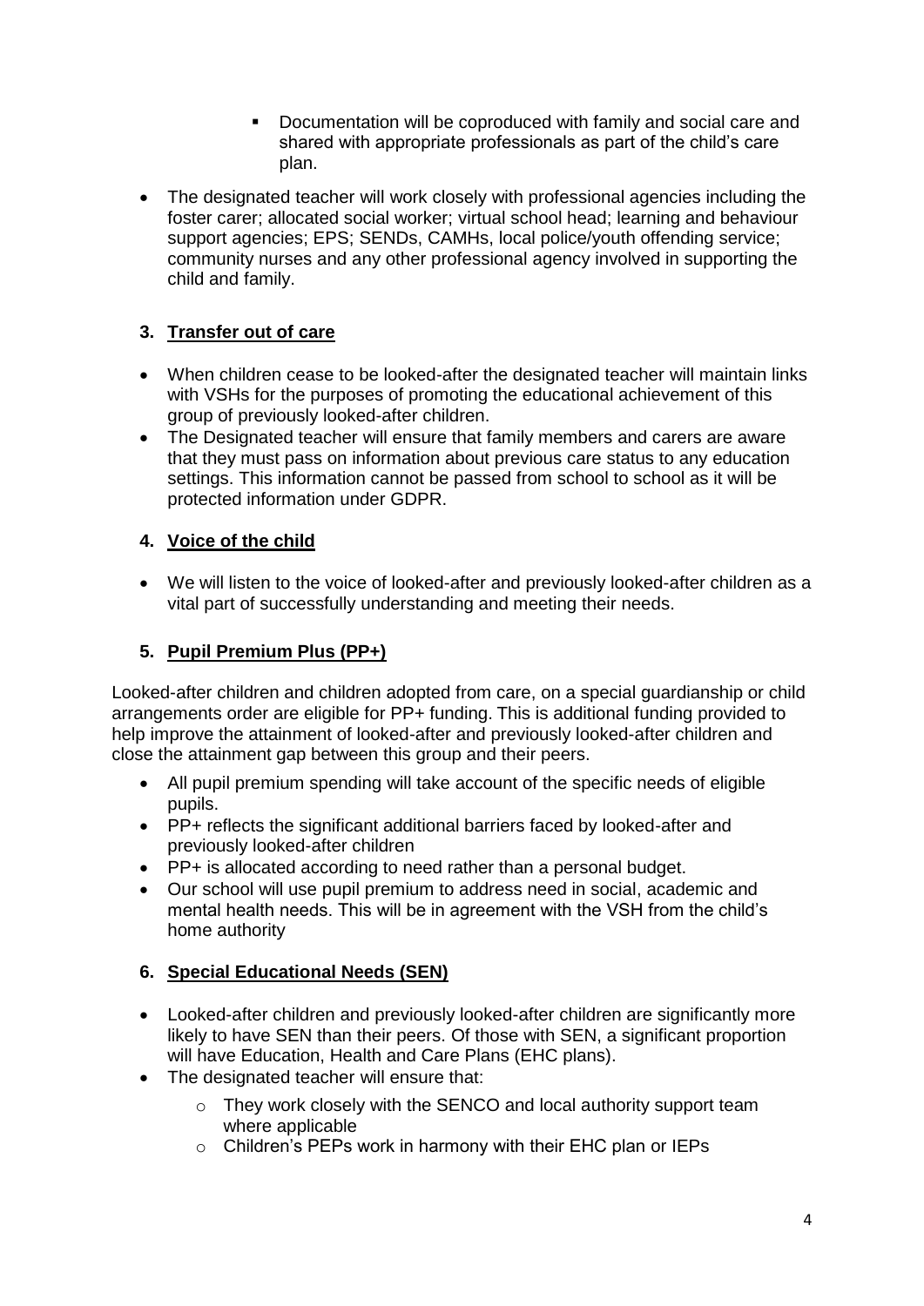- Documentation will be coproduced with family and social care and shared with appropriate professionals as part of the child's care plan.

- The designated teacher will work closely with professional agencies including the foster carer; allocated social worker; virtual school head; learning and behaviour support agencies; EPS; SENDs, CAMHs, local police/youth offending service; community nurses and any other professional agency involved in supporting the child and family.

## 3. Transfer out of care

- When children cease to be looked-after the designated teacher will maintain links with VSHs for the purposes of promoting the educational achievement of this group of previously looked-after children.
- The Designated teacher will ensure that family members and carers are aware that they must pass on information about previous care status to any education settings. This information cannot be passed from school to school as it will be protected information under GDPR.

## 4. Voice of the child

- We will listen to the voice of looked-after and previously looked-after children as a vital part of successfully understanding and meeting their needs.

## 5. Pupil Premium Plus (PP+)

Looked-after children and children adopted from care, on a special guardianship or child arrangements order are eligible for PP+ funding. This is additional funding provided to help improve the attainment of looked-after and previously looked-after children and close the attainment gap between this group and their peers.

- All pupil premium spending will take account of the specific needs of eligible pupils.
- PP+ reflects the significant additional barriers faced by looked-after and previously looked-after children
- PP+ is allocated according to need rather than a personal budget.
- Our school will use pupil premium to address need in social, academic and mental health needs. This will be in agreement with the VSH from the child's home authority

## 6. Special Educational Needs (SEN)

- Looked-after children and previously looked-after children are significantly more likely to have SEN than their peers. Of those with SEN, a significant proportion will have Education, Health and Care Plans (EHC plans).
- The designated teacher will ensure that:
    - They work closely with the SENCO and local authority support team where applicable
    - Children's PEPs work in harmony with their EHC plan or IEPs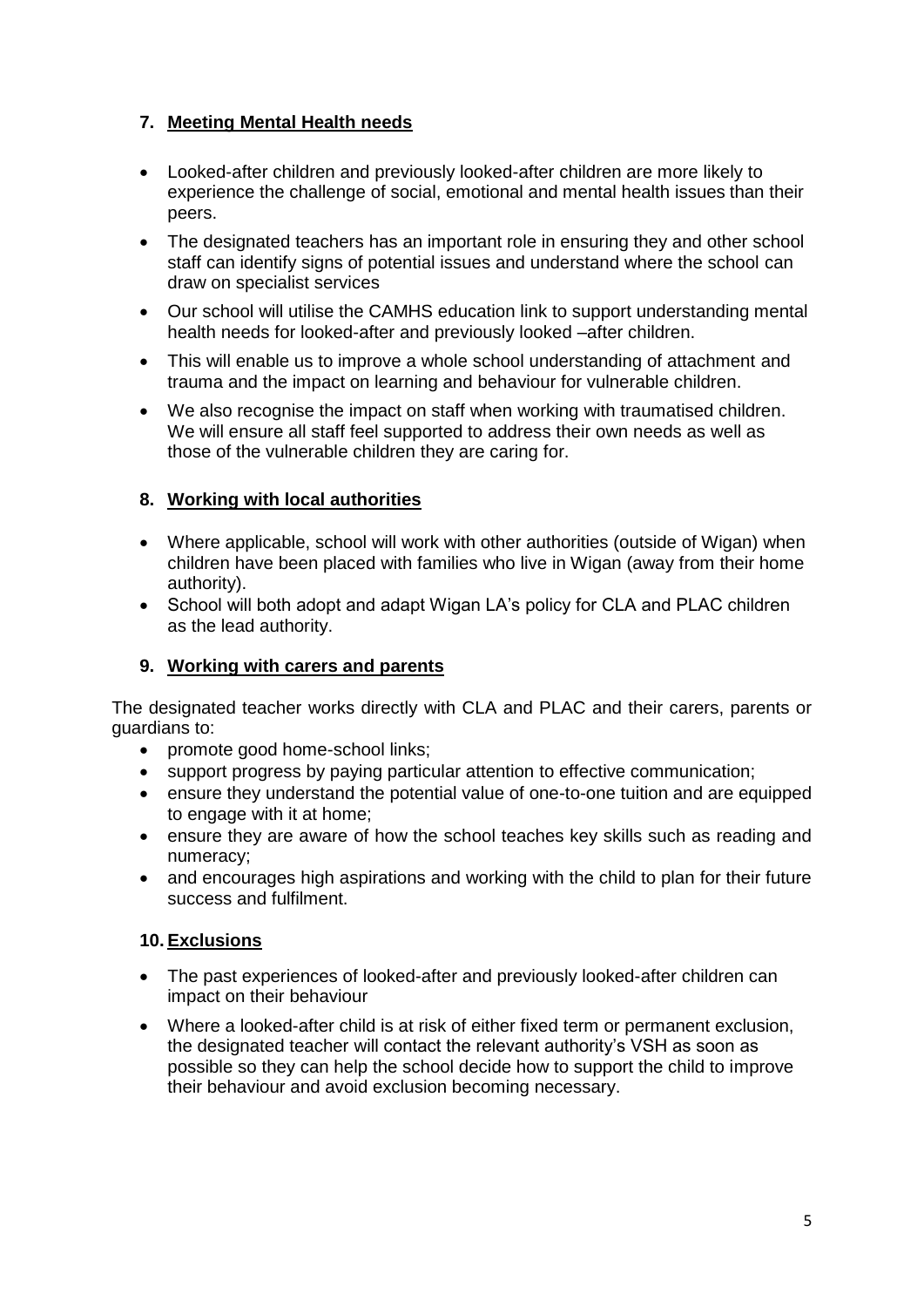## 7. Meeting Mental Health needs

- Looked-after children and previously looked-after children are more likely to experience the challenge of social, emotional and mental health issues than their peers.
- The designated teachers has an important role in ensuring they and other school staff can identify signs of potential issues and understand where the school can draw on specialist services
- Our school will utilise the CAMHS education link to support understanding mental health needs for looked-after and previously looked –after children.
- This will enable us to improve a whole school understanding of attachment and trauma and the impact on learning and behaviour for vulnerable children.
- We also recognise the impact on staff when working with traumatised children. We will ensure all staff feel supported to address their own needs as well as those of the vulnerable children they are caring for.

## 8. Working with local authorities

- Where applicable, school will work with other authorities (outside of Wigan) when children have been placed with families who live in Wigan (away from their home authority).
- School will both adopt and adapt Wigan LA's policy for CLA and PLAC children as the lead authority.

## 9. Working with carers and parents

The designated teacher works directly with CLA and PLAC and their carers, parents or guardians to:

- promote good home-school links;
- support progress by paying particular attention to effective communication;
- ensure they understand the potential value of one-to-one tuition and are equipped to engage with it at home;
- ensure they are aware of how the school teaches key skills such as reading and numeracy;
- and encourages high aspirations and working with the child to plan for their future success and fulfilment.

## 10. Exclusions

- The past experiences of looked-after and previously looked-after children can impact on their behaviour
- Where a looked-after child is at risk of either fixed term or permanent exclusion, the designated teacher will contact the relevant authority's VSH as soon as possible so they can help the school decide how to support the child to improve their behaviour and avoid exclusion becoming necessary.